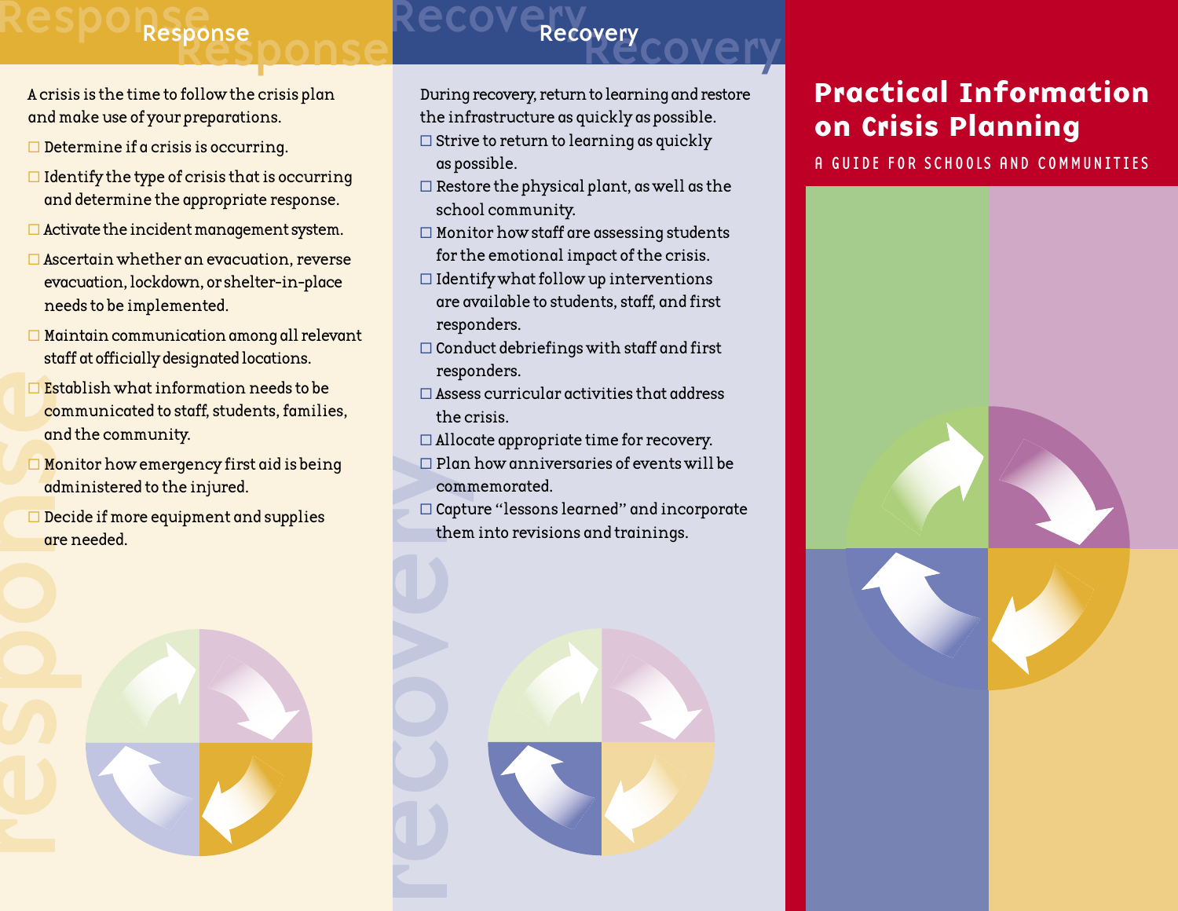## Response

A crisis is the time to follow the crisis plan and make use of your preparations.

- ☐ Determine if a crisis is occurring.
- ☐ Identify the type of crisis that is occurring and determine the appropriate response.
- ☐ Activate the incident management system.
- ☐ Ascertain whether an evacuation, reverse evacuation, lockdown, or shelter-in-place needs to be implemented.
- ☐ Maintain communication among all relevant staff at officially designated locations.
- ☐ Establish what information needs to be communicated to staff, students, families, and the community.
- ☐ Monitor how emergency first aid is being administered to the injured.
- ☐ Decide if more equipment and supplies are needed.

## Recovery

During recovery, return to learning and restore the infrastructure as quickly as possible.

- ☐ Strive to return to learning as quickly as possible.
- ☐ Restore the physical plant, as well as the school community.
- ☐ Monitor how staff are assessing students for the emotional impact of the crisis.
- ☐ Identify what follow up interventions are available to students, staff, and first responders.
- ☐ Conduct debriefings with staff and first responders.
- ☐ Assess curricular activities that address the crisis.
- ☐ Allocate appropriate time for recovery.
- ☐ Plan how anniversaries of events will be commemorated.
- ☐ Capture "lessons learned" and incorporate them into revisions and trainings.

# Practical Information on Crisis Planning

A GUIDE FOR SCHOOLS AND COMMUNITIES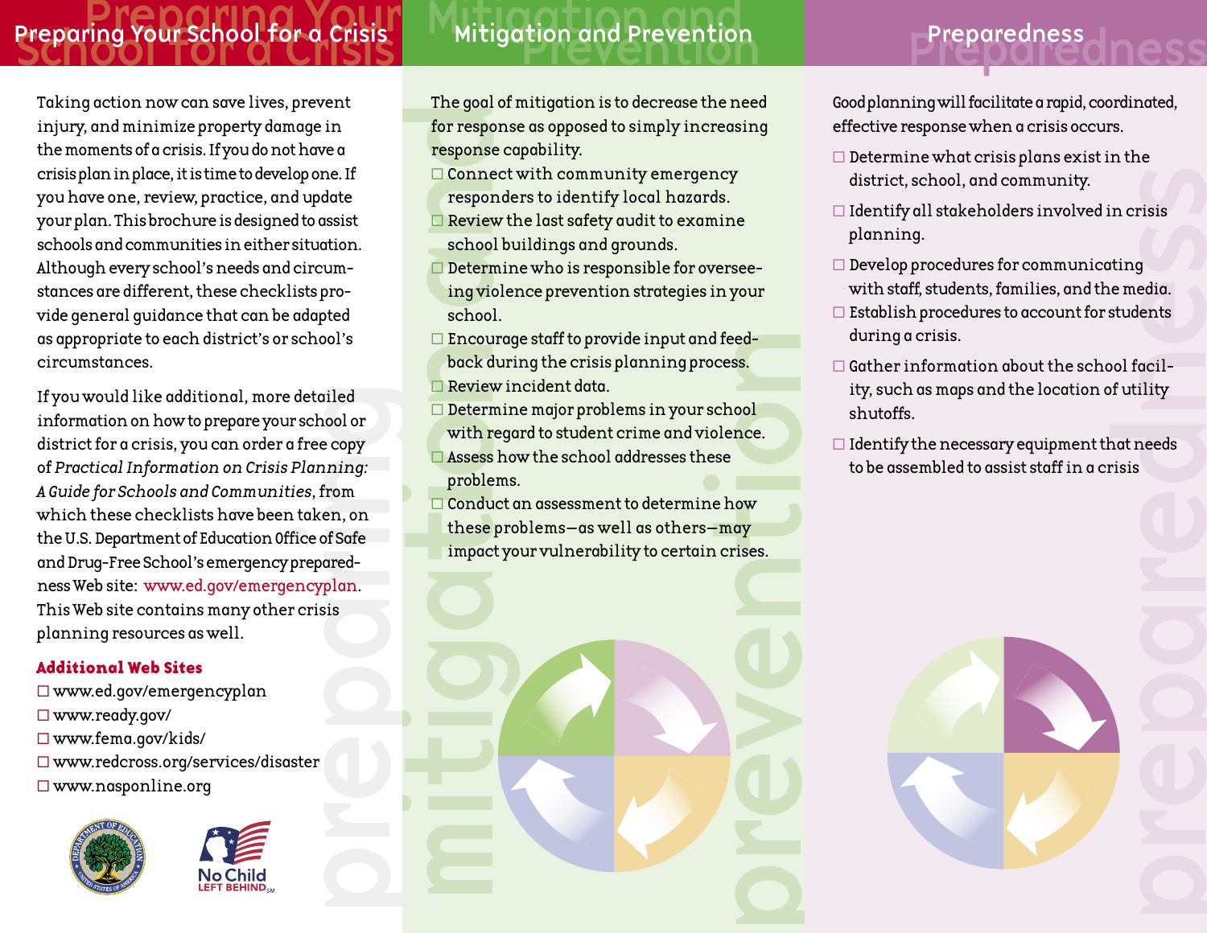## Preparing Your School for a Crisis

Taking action now can save lives, prevent injury, and minimize property damage in the moments of a crisis. If you do not have a crisis plan in place, it is time to develop one. If you have one, review, practice, and update your plan. This brochure is designed to assist schools and communities in either situation. Although every school's needs and circumstances are different, these checklists provide general guidance that can be adapted as appropriate to each district's or school's circumstances.

If you would like additional, more detailed information on how to prepare your school or district for a crisis, you can order a free copy of *Practical Information on Crisis Planning: A Guide for Schools and Communities*, from which these checklists have been taken, on the U.S. Department of Education Office of Safe and Drug-Free School's emergency preparedness Web site: www.ed.gov/emergencyplan. This Web site contains many other crisis planning resources as well.

**Additional Web Sites**

- ☐ www.ed.gov/emergencyplan
- ☐ www.ready.gov/
- ☐ www.fema.gov/kids/
- ☐ www.redcross.org/services/disaster
- ☐ www.nasponline.org

## Mitigation and Prevention

The goal of mitigation is to decrease the need for response as opposed to simply increasing response capability.

- ☐ Connect with community emergency responders to identify local hazards.
- ☐ Review the last safety audit to examine school buildings and grounds.
- ☐ Determine who is responsible for overseeing violence prevention strategies in your school.
- ☐ Encourage staff to provide input and feedback during the crisis planning process.
- ☐ Review incident data.
- ☐ Determine major problems in your school with regard to student crime and violence.
- ☐ Assess how the school addresses these problems.
- ☐ Conduct an assessment to determine how these problems—as well as others—may impact your vulnerability to certain crises.

## Preparedness

Good planning will facilitate a rapid, coordinated, effective response when a crisis occurs.

- ☐ Determine what crisis plans exist in the district, school, and community.
- ☐ Identify all stakeholders involved in crisis planning.
- ☐ Develop procedures for communicating with staff, students, families, and the media.
- ☐ Establish procedures to account for students during a crisis.
- ☐ Gather information about the school facility, such as maps and the location of utility shutoffs.
- ☐ Identify the necessary equipment that needs to be assembled to assist staff in a crisis